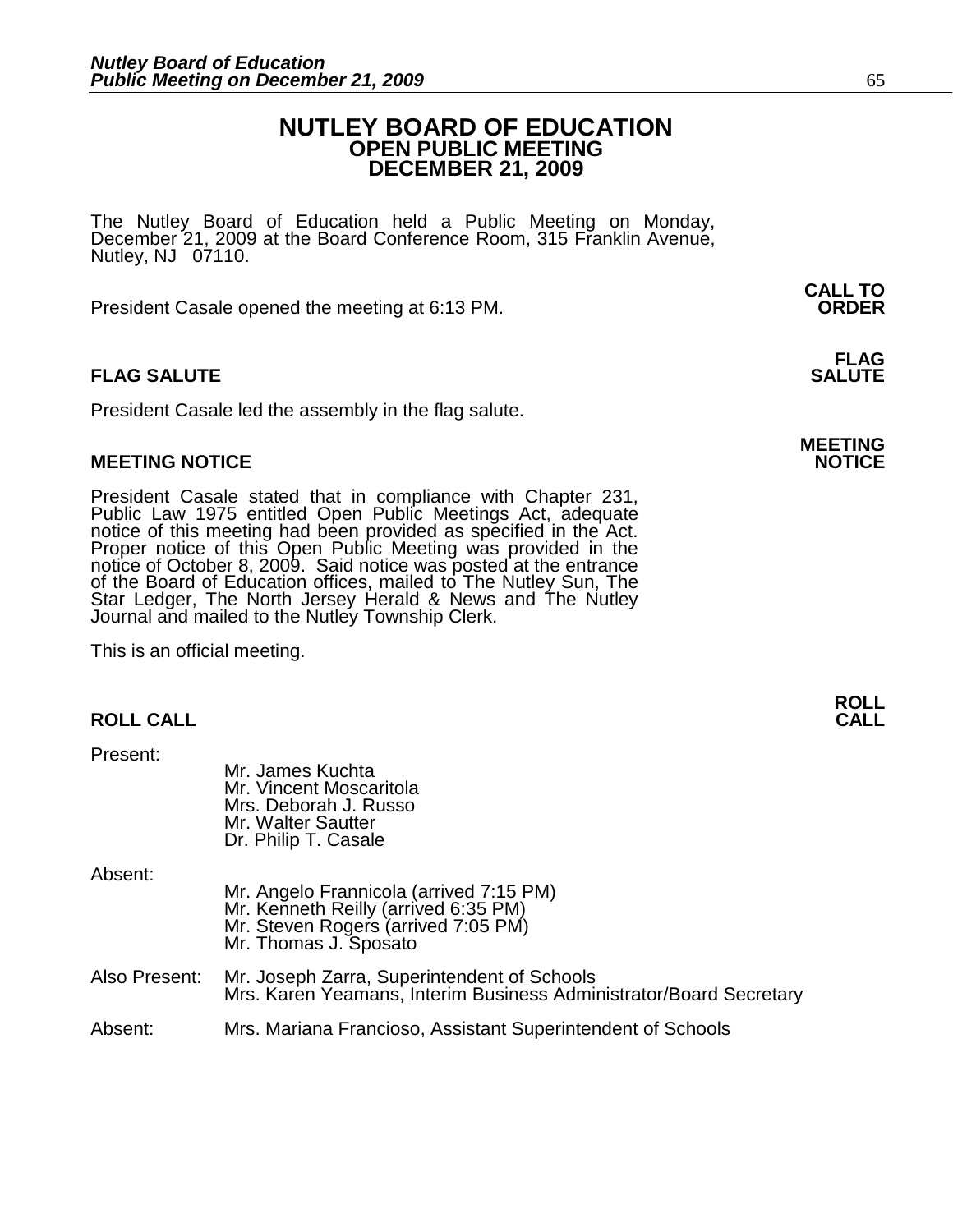# NUTLEY BOARD OF EDUCATION
## OPEN PUBLIC MEETING
## DECEMBER 21, 2009

The Nutley Board of Education held a Public Meeting on Monday, December 21, 2009 at the Board Conference Room, 315 Franklin Avenue, Nutley, NJ 07110.

**CALL TO ORDER**

President Casale opened the meeting at 6:13 PM.

**FLAG SALUTE**

### FLAG SALUTE

President Casale led the assembly in the flag salute.

**MEETING NOTICE**

### MEETING NOTICE

President Casale stated that in compliance with Chapter 231, Public Law 1975 entitled Open Public Meetings Act, adequate notice of this meeting had been provided as specified in the Act. Proper notice of this Open Public Meeting was provided in the notice of October 8, 2009. Said notice was posted at the entrance of the Board of Education offices, mailed to The Nutley Sun, The Star Ledger, The North Jersey Herald & News and The Nutley Journal and mailed to the Nutley Township Clerk.

This is an official meeting.

**ROLL CALL**

### ROLL CALL

Present:

Mr. James Kuchta
Mr. Vincent Moscaritola
Mrs. Deborah J. Russo
Mr. Walter Sautter
Dr. Philip T. Casale

Absent:

Mr. Angelo Frannicola (arrived 7:15 PM)
Mr. Kenneth Reilly (arrived 6:35 PM)
Mr. Steven Rogers (arrived 7:05 PM)
Mr. Thomas J. Sposato

Also Present: Mr. Joseph Zarra, Superintendent of Schools
Mrs. Karen Yeamans, Interim Business Administrator/Board Secretary

Absent: Mrs. Mariana Francioso, Assistant Superintendent of Schools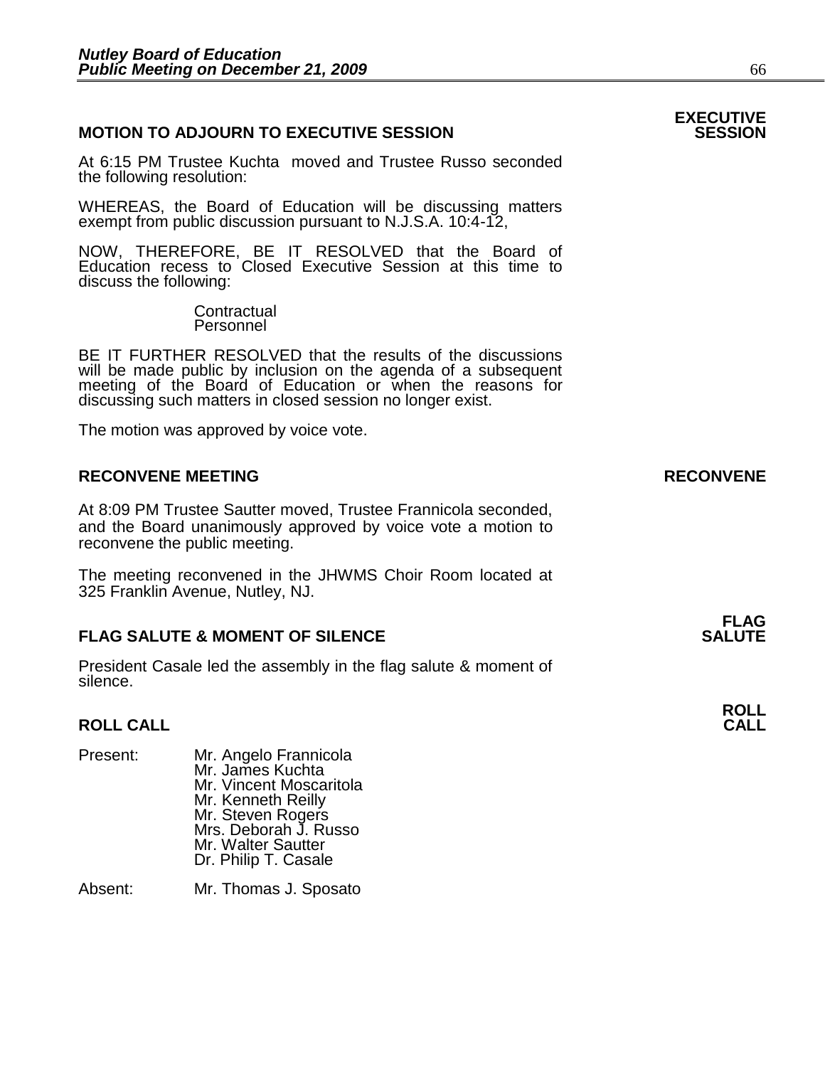## MOTION TO ADJOURN TO EXECUTIVE SESSION

**EXECUTIVE SESSION**

At 6:15 PM Trustee Kuchta moved and Trustee Russo seconded the following resolution:

WHEREAS, the Board of Education will be discussing matters exempt from public discussion pursuant to N.J.S.A. 10:4-12,

NOW, THEREFORE, BE IT RESOLVED that the Board of Education recess to Closed Executive Session at this time to discuss the following:

Contractual
Personnel

BE IT FURTHER RESOLVED that the results of the discussions will be made public by inclusion on the agenda of a subsequent meeting of the Board of Education or when the reasons for discussing such matters in closed session no longer exist.

The motion was approved by voice vote.

## RECONVENE MEETING

**RECONVENE**

At 8:09 PM Trustee Sautter moved, Trustee Frannicola seconded, and the Board unanimously approved by voice vote a motion to reconvene the public meeting.

The meeting reconvened in the JHWMS Choir Room located at 325 Franklin Avenue, Nutley, NJ.

## FLAG SALUTE & MOMENT OF SILENCE

**FLAG SALUTE**

President Casale led the assembly in the flag salute & moment of silence.

## ROLL CALL

**ROLL CALL**

Present:
Mr. Angelo Frannicola
Mr. James Kuchta
Mr. Vincent Moscaritola
Mr. Kenneth Reilly
Mr. Steven Rogers
Mrs. Deborah J. Russo
Mr. Walter Sautter
Dr. Philip T. Casale

Absent: Mr. Thomas J. Sposato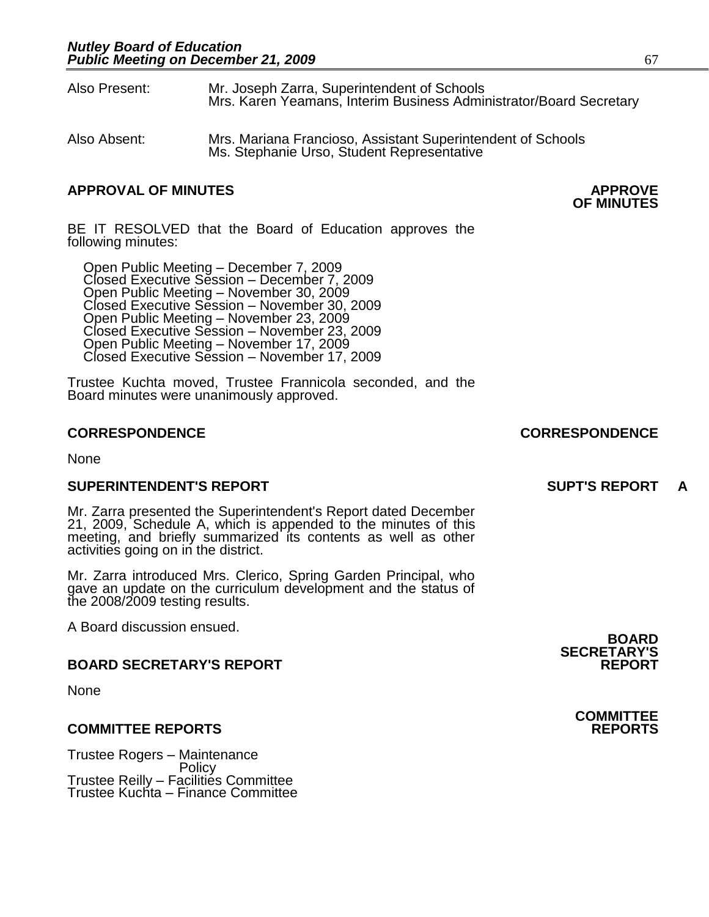Also Present: Mr. Joseph Zarra, Superintendent of Schools
Mrs. Karen Yeamans, Interim Business Administrator/Board Secretary

Also Absent: Mrs. Mariana Francioso, Assistant Superintendent of Schools
Ms. Stephanie Urso, Student Representative

**APPROVAL OF MINUTES** **APPROVE OF MINUTES**

BE IT RESOLVED that the Board of Education approves the following minutes:

Open Public Meeting – December 7, 2009
Closed Executive Session – December 7, 2009
Open Public Meeting – November 30, 2009
Closed Executive Session – November 30, 2009
Open Public Meeting – November 23, 2009
Closed Executive Session – November 23, 2009
Open Public Meeting – November 17, 2009
Closed Executive Session – November 17, 2009

Trustee Kuchta moved, Trustee Frannicola seconded, and the Board minutes were unanimously approved.

**CORRESPONDENCE** **CORRESPONDENCE**

None

**SUPERINTENDENT'S REPORT** **SUPT'S REPORT A**

Mr. Zarra presented the Superintendent's Report dated December 21, 2009, Schedule A, which is appended to the minutes of this meeting, and briefly summarized its contents as well as other activities going on in the district.

Mr. Zarra introduced Mrs. Clerico, Spring Garden Principal, who gave an update on the curriculum development and the status of the 2008/2009 testing results.

A Board discussion ensued.

**BOARD SECRETARY'S REPORT** **BOARD SECRETARY'S REPORT**

None

**COMMITTEE REPORTS** **COMMITTEE REPORTS**

Trustee Rogers – Maintenance
Policy
Trustee Reilly – Facilities Committee
Trustee Kuchta – Finance Committee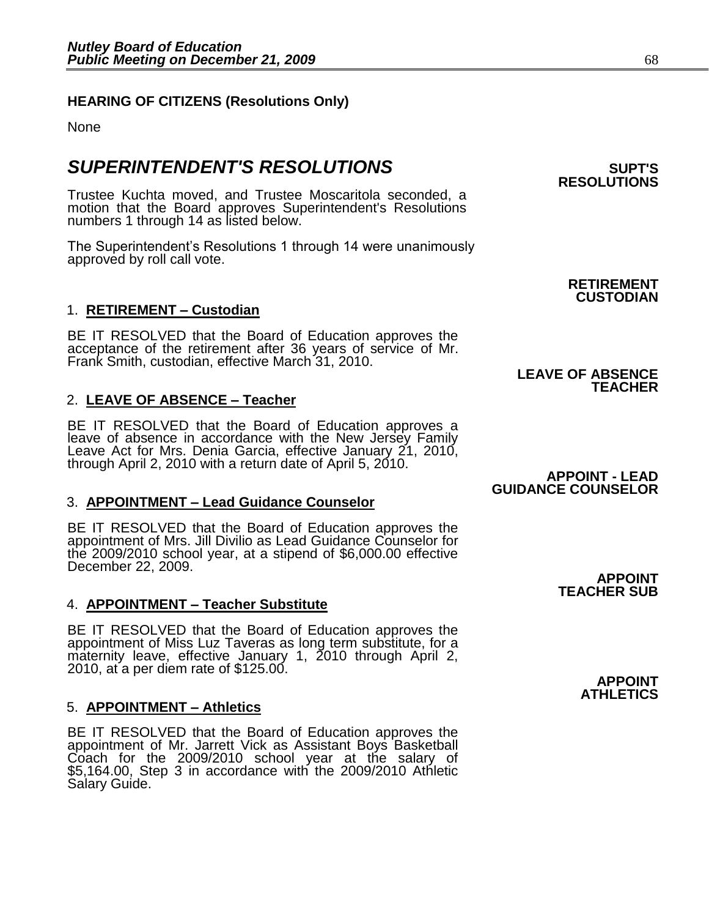**HEARING OF CITIZENS (Resolutions Only)**

None

## *SUPERINTENDENT'S RESOLUTIONS*

**SUPT'S RESOLUTIONS**

Trustee Kuchta moved, and Trustee Moscaritola seconded, a motion that the Board approves Superintendent's Resolutions numbers 1 through 14 as listed below.

The Superintendent's Resolutions 1 through 14 were unanimously approved by roll call vote.

**RETIREMENT CUSTODIAN**

1. **<u>RETIREMENT – Custodian</u>**

BE IT RESOLVED that the Board of Education approves the acceptance of the retirement after 36 years of service of Mr. Frank Smith, custodian, effective March 31, 2010.

**LEAVE OF ABSENCE TEACHER**

2. **<u>LEAVE OF ABSENCE – Teacher</u>**

BE IT RESOLVED that the Board of Education approves a leave of absence in accordance with the New Jersey Family Leave Act for Mrs. Denia Garcia, effective January 21, 2010, through April 2, 2010 with a return date of April 5, 2010.

**APPOINT - LEAD GUIDANCE COUNSELOR**

3. **<u>APPOINTMENT – Lead Guidance Counselor</u>**

BE IT RESOLVED that the Board of Education approves the appointment of Mrs. Jill Divilio as Lead Guidance Counselor for the 2009/2010 school year, at a stipend of $6,000.00 effective December 22, 2009.

**APPOINT TEACHER SUB**

4. **<u>APPOINTMENT – Teacher Substitute</u>**

BE IT RESOLVED that the Board of Education approves the appointment of Miss Luz Taveras as long term substitute, for a maternity leave, effective January 1, 2010 through April 2, 2010, at a per diem rate of $125.00.

**APPOINT ATHLETICS**

5. **<u>APPOINTMENT – Athletics</u>**

BE IT RESOLVED that the Board of Education approves the appointment of Mr. Jarrett Vick as Assistant Boys Basketball Coach for the 2009/2010 school year at the salary of $5,164.00, Step 3 in accordance with the 2009/2010 Athletic Salary Guide.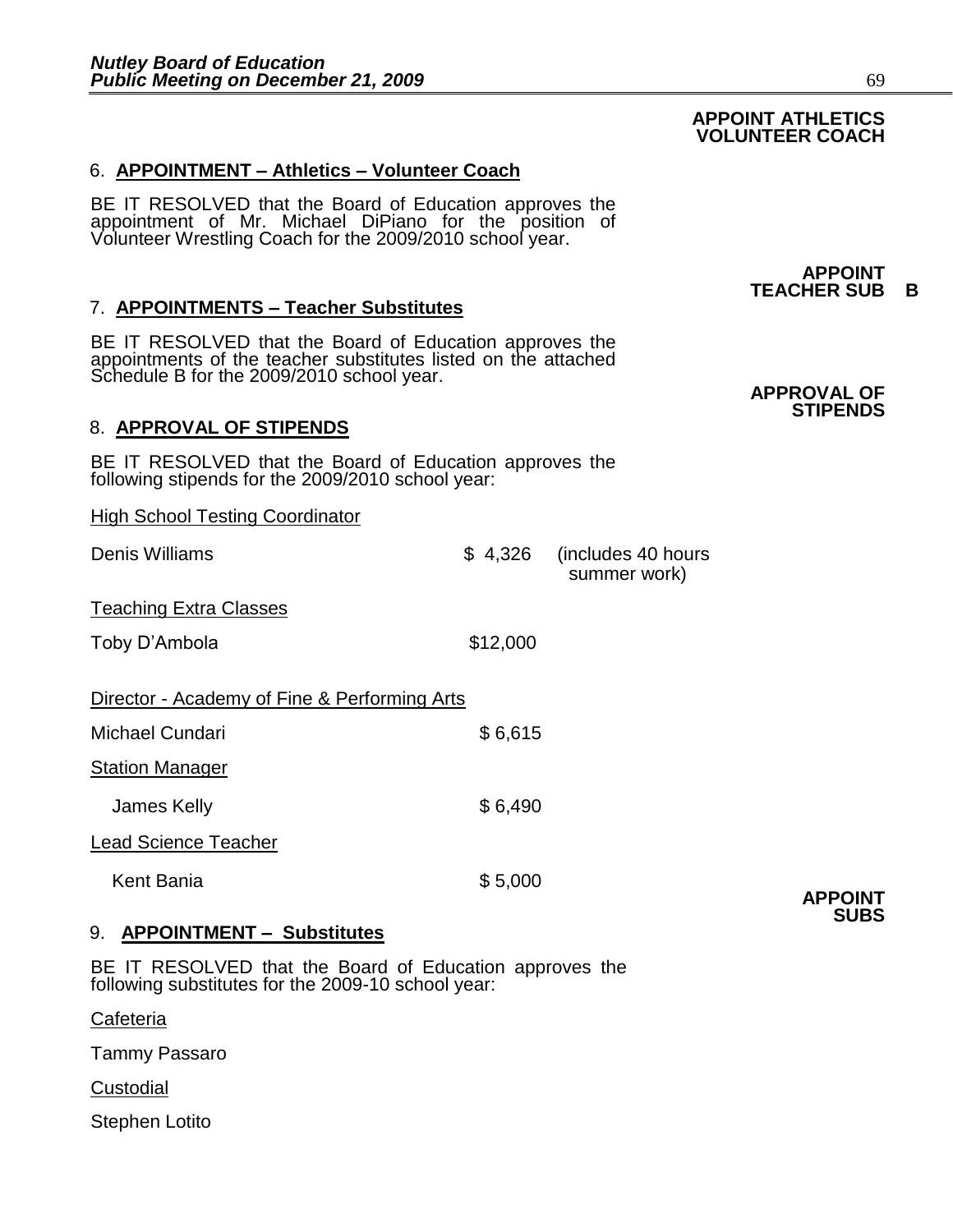**APPOINT ATHLETICS VOLUNTEER COACH**

6. **APPOINTMENT – Athletics – Volunteer Coach**

BE IT RESOLVED that the Board of Education approves the appointment of Mr. Michael DiPiano for the position of Volunteer Wrestling Coach for the 2009/2010 school year.

**APPOINT TEACHER SUB B**

7. **APPOINTMENTS – Teacher Substitutes**

BE IT RESOLVED that the Board of Education approves the appointments of the teacher substitutes listed on the attached Schedule B for the 2009/2010 school year.

**APPROVAL OF STIPENDS**

8. **APPROVAL OF STIPENDS**

BE IT RESOLVED that the Board of Education approves the following stipends for the 2009/2010 school year:

High School Testing Coordinator

Denis Williams — $ 4,326 (includes 40 hours summer work)

Teaching Extra Classes

Toby D'Ambola — $12,000

Director - Academy of Fine & Performing Arts

Michael Cundari — $ 6,615

Station Manager

James Kelly — $ 6,490

Lead Science Teacher

Kent Bania — $ 5,000

**APPOINT SUBS**

9. **APPOINTMENT – Substitutes**

BE IT RESOLVED that the Board of Education approves the following substitutes for the 2009-10 school year:

Cafeteria

Tammy Passaro

Custodial

Stephen Lotito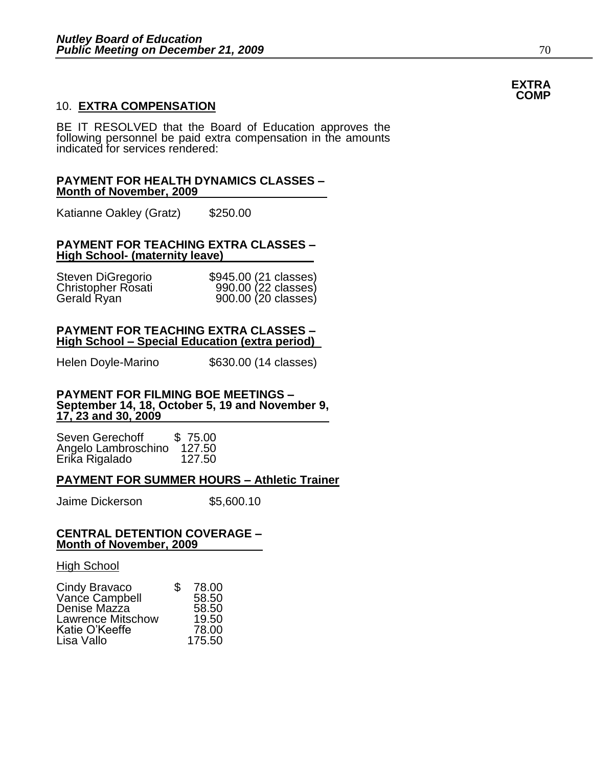**EXTRA COMP**

## 10. EXTRA COMPENSATION

BE IT RESOLVED that the Board of Education approves the following personnel be paid extra compensation in the amounts indicated for services rendered:

**PAYMENT FOR HEALTH DYNAMICS CLASSES – Month of November, 2009**

| | |
|---|---|
| Katianne Oakley (Gratz) | $250.00 |

**PAYMENT FOR TEACHING EXTRA CLASSES – High School- (maternity leave)**

| | |
|---|---|
| Steven DiGregorio | $945.00 (21 classes) |
| Christopher Rosati | 990.00 (22 classes) |
| Gerald Ryan | 900.00 (20 classes) |

**PAYMENT FOR TEACHING EXTRA CLASSES – High School – Special Education (extra period)**

| | |
|---|---|
| Helen Doyle-Marino | $630.00 (14 classes) |

**PAYMENT FOR FILMING BOE MEETINGS – September 14, 18, October 5, 19 and November 9, 17, 23 and 30, 2009**

| | |
|---|---|
| Seven Gerechoff | $ 75.00 |
| Angelo Lambroschino | 127.50 |
| Erika Rigalado | 127.50 |

**PAYMENT FOR SUMMER HOURS – Athletic Trainer**

| | |
|---|---|
| Jaime Dickerson | $5,600.10 |

**CENTRAL DETENTION COVERAGE – Month of November, 2009**

High School

| | |
|---|---|
| Cindy Bravaco | $ 78.00 |
| Vance Campbell | 58.50 |
| Denise Mazza | 58.50 |
| Lawrence Mitschow | 19.50 |
| Katie O'Keeffe | 78.00 |
| Lisa Vallo | 175.50 |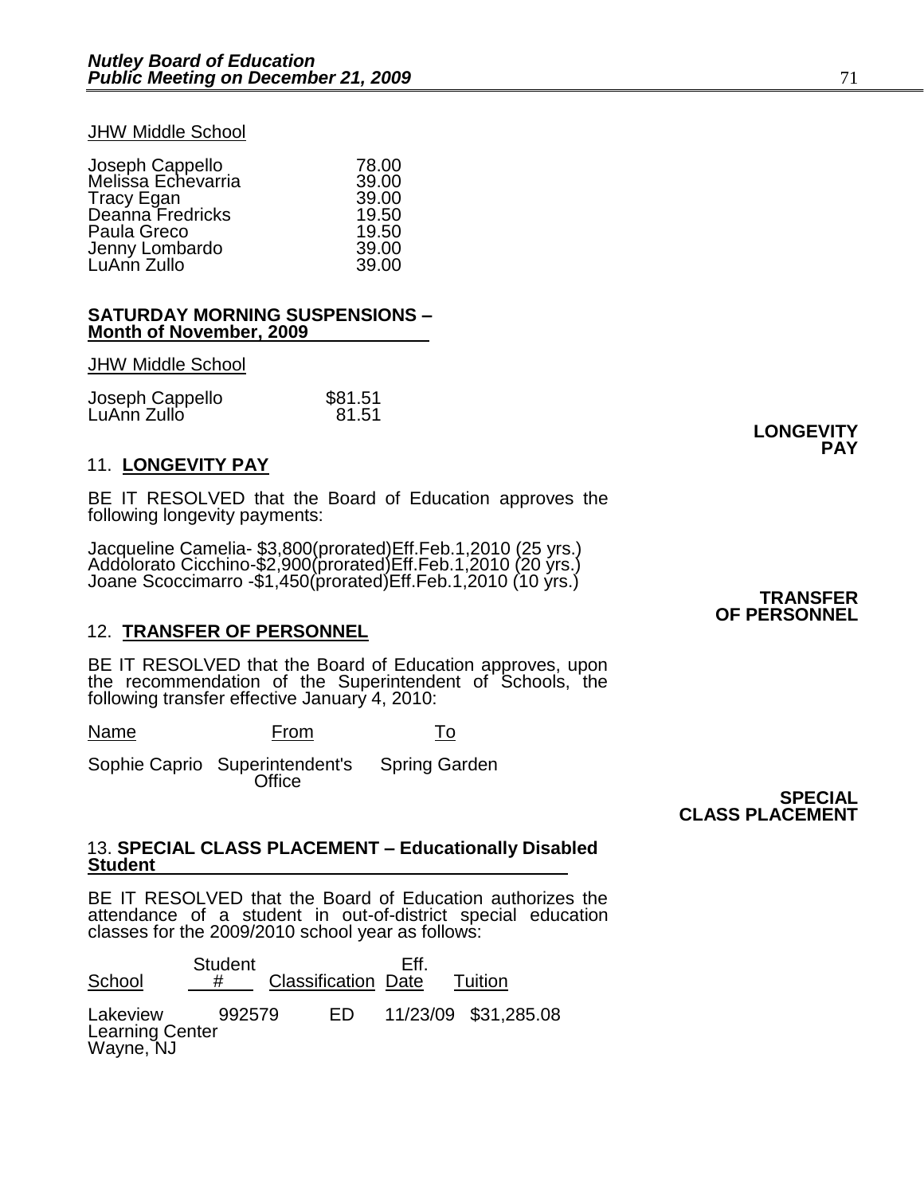JHW Middle School

| | |
|---|---|
| Joseph Cappello | 78.00 |
| Melissa Echevarria | 39.00 |
| Tracy Egan | 39.00 |
| Deanna Fredricks | 19.50 |
| Paula Greco | 19.50 |
| Jenny Lombardo | 39.00 |
| LuAnn Zullo | 39.00 |

**SATURDAY MORNING SUSPENSIONS – Month of November, 2009**

JHW Middle School

| | |
|---|---|
| Joseph Cappello | $81.51 |
| LuAnn Zullo | 81.51 |

**LONGEVITY PAY**

## 11. LONGEVITY PAY

BE IT RESOLVED that the Board of Education approves the following longevity payments:

Jacqueline Camelia- $3,800(prorated)Eff.Feb.1,2010 (25 yrs.)
Addolorato Cicchino-$2,900(prorated)Eff.Feb.1,2010 (20 yrs.)
Joane Scoccimarro -$1,450(prorated)Eff.Feb.1,2010 (10 yrs.)

**TRANSFER OF PERSONNEL**

## 12. TRANSFER OF PERSONNEL

BE IT RESOLVED that the Board of Education approves, upon the recommendation of the Superintendent of Schools, the following transfer effective January 4, 2010:

| Name | From | To |
|---|---|---|
| Sophie Caprio | Superintendent's Office | Spring Garden |

**SPECIAL CLASS PLACEMENT**

## 13. SPECIAL CLASS PLACEMENT – Educationally Disabled Student

BE IT RESOLVED that the Board of Education authorizes the attendance of a student in out-of-district special education classes for the 2009/2010 school year as follows:

| School | Student # | Classification | Eff. Date | Tuition |
|---|---|---|---|---|
| Lakeview Learning Center Wayne, NJ | 992579 | ED | 11/23/09 | $31,285.08 |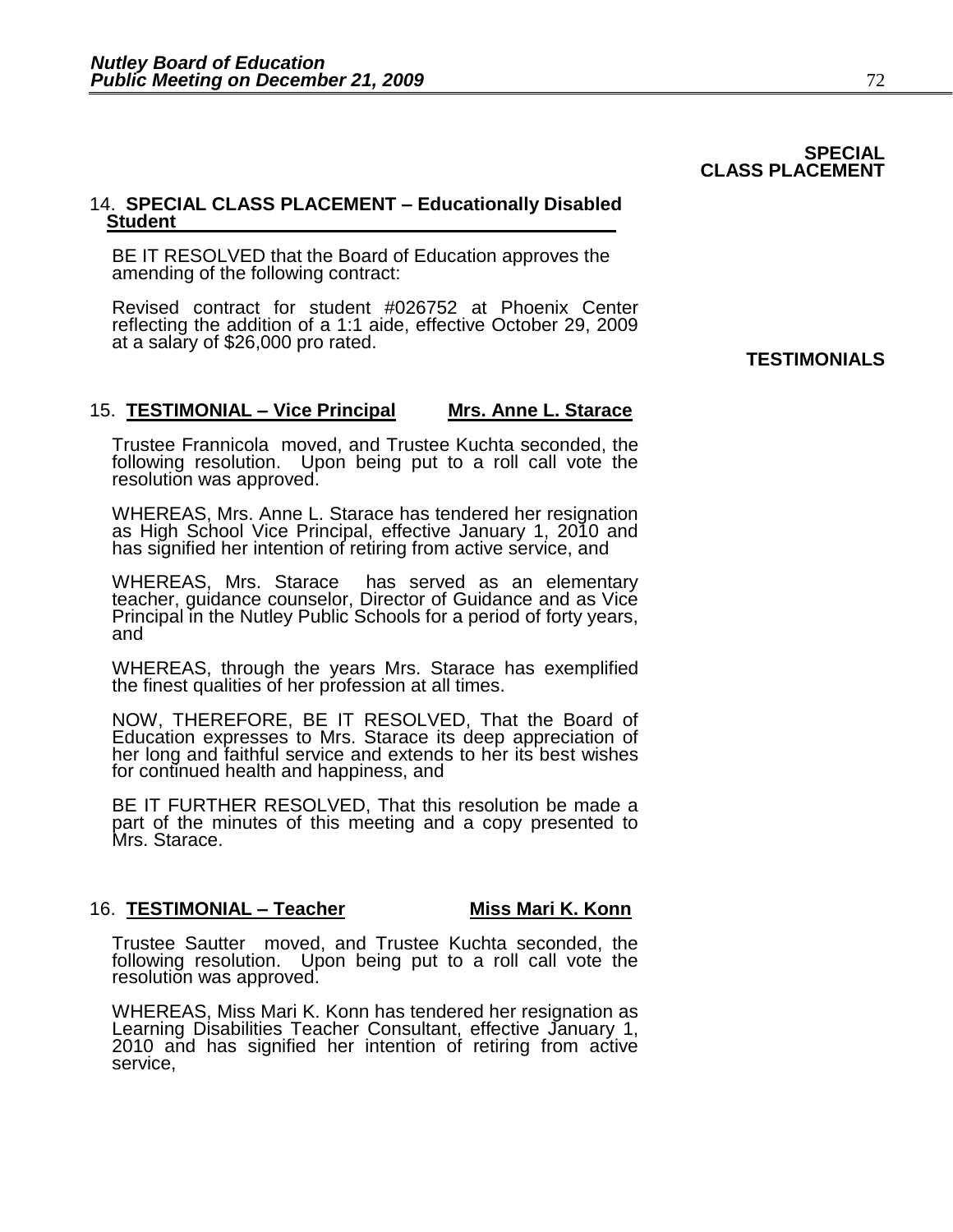**SPECIAL CLASS PLACEMENT**

### 14. SPECIAL CLASS PLACEMENT – Educationally Disabled Student

BE IT RESOLVED that the Board of Education approves the amending of the following contract:

Revised contract for student #026752 at Phoenix Center reflecting the addition of a 1:1 aide, effective October 29, 2009 at a salary of $26,000 pro rated.

**TESTIMONIALS**

### 15. TESTIMONIAL – Vice Principal — Mrs. Anne L. Starace

Trustee Frannicola moved, and Trustee Kuchta seconded, the following resolution. Upon being put to a roll call vote the resolution was approved.

WHEREAS, Mrs. Anne L. Starace has tendered her resignation as High School Vice Principal, effective January 1, 2010 and has signified her intention of retiring from active service, and

WHEREAS, Mrs. Starace has served as an elementary teacher, guidance counselor, Director of Guidance and as Vice Principal in the Nutley Public Schools for a period of forty years, and

WHEREAS, through the years Mrs. Starace has exemplified the finest qualities of her profession at all times.

NOW, THEREFORE, BE IT RESOLVED, That the Board of Education expresses to Mrs. Starace its deep appreciation of her long and faithful service and extends to her its best wishes for continued health and happiness, and

BE IT FURTHER RESOLVED, That this resolution be made a part of the minutes of this meeting and a copy presented to Mrs. Starace.

### 16. TESTIMONIAL – Teacher — Miss Mari K. Konn

Trustee Sautter moved, and Trustee Kuchta seconded, the following resolution. Upon being put to a roll call vote the resolution was approved.

WHEREAS, Miss Mari K. Konn has tendered her resignation as Learning Disabilities Teacher Consultant, effective January 1, 2010 and has signified her intention of retiring from active service,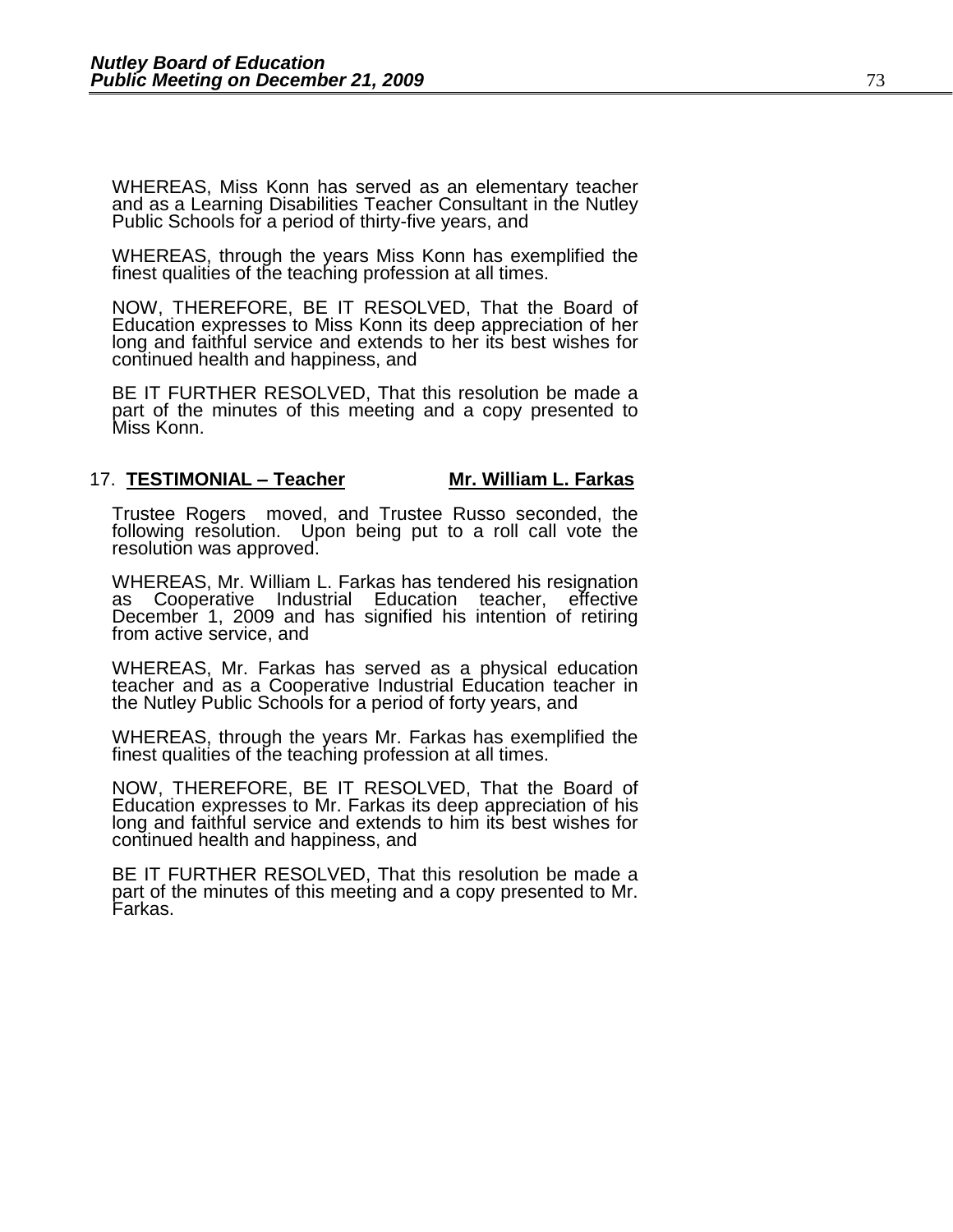WHEREAS, Miss Konn has served as an elementary teacher and as a Learning Disabilities Teacher Consultant in the Nutley Public Schools for a period of thirty-five years, and

WHEREAS, through the years Miss Konn has exemplified the finest qualities of the teaching profession at all times.

NOW, THEREFORE, BE IT RESOLVED, That the Board of Education expresses to Miss Konn its deep appreciation of her long and faithful service and extends to her its best wishes for continued health and happiness, and

BE IT FURTHER RESOLVED, That this resolution be made a part of the minutes of this meeting and a copy presented to Miss Konn.

17. **TESTIMONIAL – Teacher** **Mr. William L. Farkas**

Trustee Rogers moved, and Trustee Russo seconded, the following resolution. Upon being put to a roll call vote the resolution was approved.

WHEREAS, Mr. William L. Farkas has tendered his resignation as Cooperative Industrial Education teacher, effective December 1, 2009 and has signified his intention of retiring from active service, and

WHEREAS, Mr. Farkas has served as a physical education teacher and as a Cooperative Industrial Education teacher in the Nutley Public Schools for a period of forty years, and

WHEREAS, through the years Mr. Farkas has exemplified the finest qualities of the teaching profession at all times.

NOW, THEREFORE, BE IT RESOLVED, That the Board of Education expresses to Mr. Farkas its deep appreciation of his long and faithful service and extends to him its best wishes for continued health and happiness, and

BE IT FURTHER RESOLVED, That this resolution be made a part of the minutes of this meeting and a copy presented to Mr. Farkas.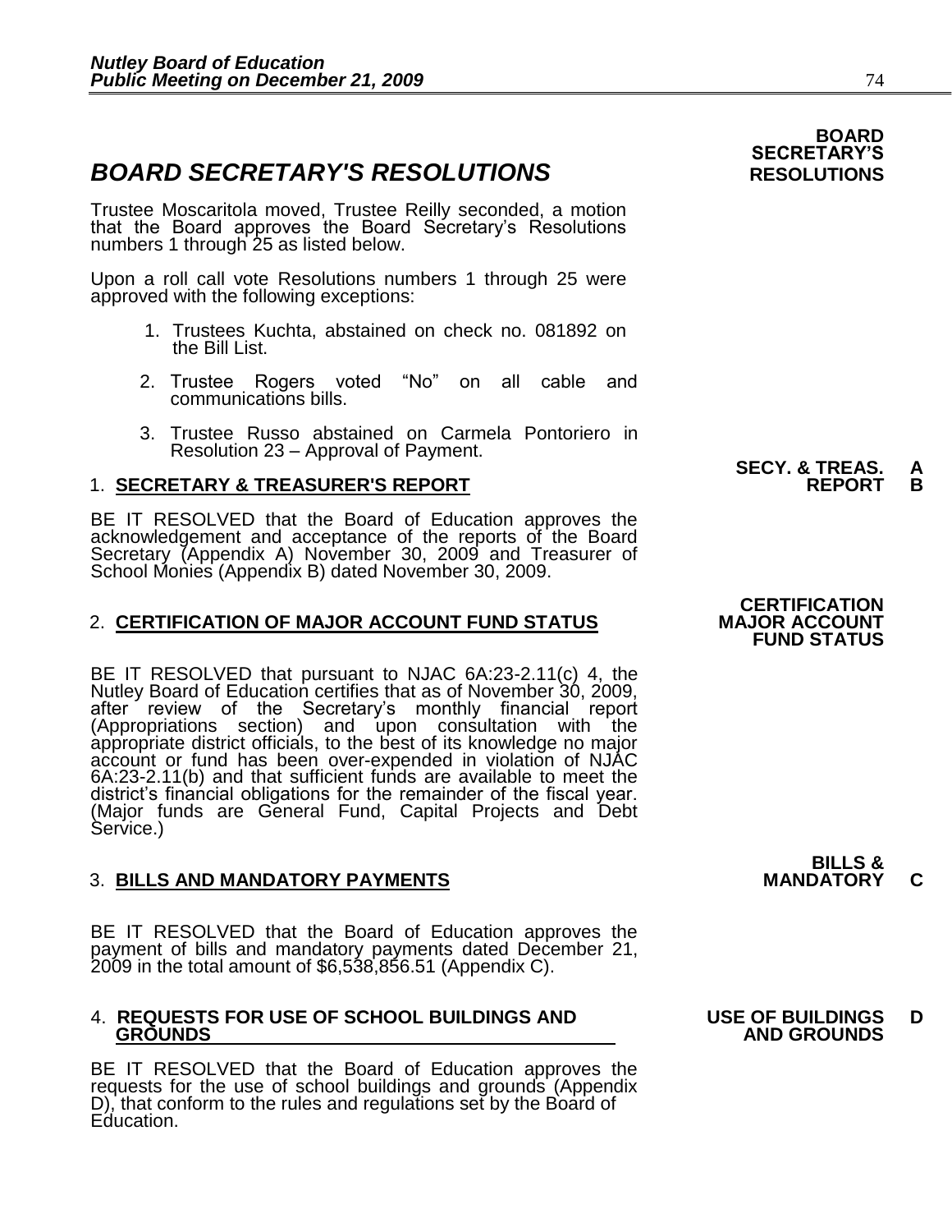# *BOARD SECRETARY'S RESOLUTIONS*

**BOARD SECRETARY'S RESOLUTIONS**

Trustee Moscaritola moved, Trustee Reilly seconded, a motion that the Board approves the Board Secretary's Resolutions numbers 1 through 25 as listed below.

Upon a roll call vote Resolutions numbers 1 through 25 were approved with the following exceptions:

1. Trustees Kuchta, abstained on check no. 081892 on the Bill List.
2. Trustee Rogers voted "No" on all cable and communications bills.
3. Trustee Russo abstained on Carmela Pontoriero in Resolution 23 – Approval of Payment.

**SECY. & TREAS. REPORT A B**

1. **SECRETARY & TREASURER'S REPORT**

BE IT RESOLVED that the Board of Education approves the acknowledgement and acceptance of the reports of the Board Secretary (Appendix A) November 30, 2009 and Treasurer of School Monies (Appendix B) dated November 30, 2009.

**CERTIFICATION MAJOR ACCOUNT FUND STATUS**

2. **CERTIFICATION OF MAJOR ACCOUNT FUND STATUS**

BE IT RESOLVED that pursuant to NJAC 6A:23-2.11(c) 4, the Nutley Board of Education certifies that as of November 30, 2009, after review of the Secretary's monthly financial report (Appropriations section) and upon consultation with the appropriate district officials, to the best of its knowledge no major account or fund has been over-expended in violation of NJAC 6A:23-2.11(b) and that sufficient funds are available to meet the district's financial obligations for the remainder of the fiscal year. (Major funds are General Fund, Capital Projects and Debt Service.)

**BILLS & MANDATORY C**

3. **BILLS AND MANDATORY PAYMENTS**

BE IT RESOLVED that the Board of Education approves the payment of bills and mandatory payments dated December 21, 2009 in the total amount of $6,538,856.51 (Appendix C).

**USE OF BUILDINGS AND GROUNDS D**

4. **REQUESTS FOR USE OF SCHOOL BUILDINGS AND GROUNDS**

BE IT RESOLVED that the Board of Education approves the requests for the use of school buildings and grounds (Appendix D), that conform to the rules and regulations set by the Board of Education.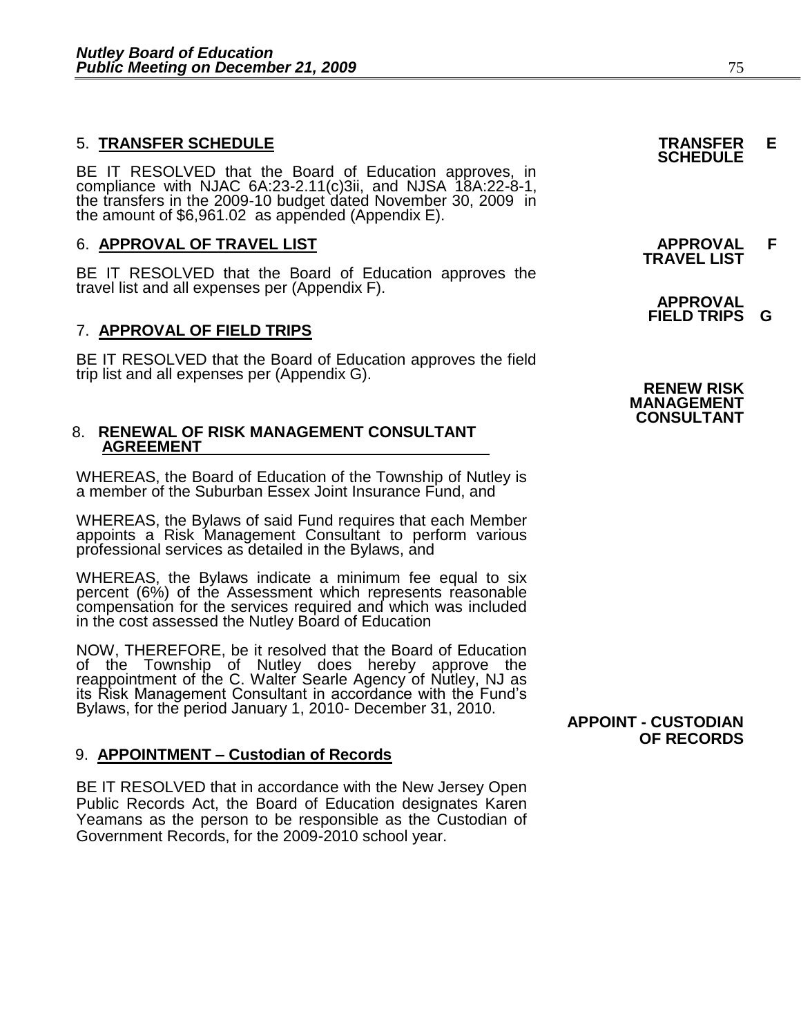5. **TRANSFER SCHEDULE**

**TRANSFER SCHEDULE E**

BE IT RESOLVED that the Board of Education approves, in compliance with NJAC 6A:23-2.11(c)3ii, and NJSA 18A:22-8-1, the transfers in the 2009-10 budget dated November 30, 2009 in the amount of $6,961.02 as appended (Appendix E).

6. **APPROVAL OF TRAVEL LIST**

**APPROVAL F TRAVEL LIST**

BE IT RESOLVED that the Board of Education approves the travel list and all expenses per (Appendix F).

**APPROVAL FIELD TRIPS G**

7. **APPROVAL OF FIELD TRIPS**

BE IT RESOLVED that the Board of Education approves the field trip list and all expenses per (Appendix G).

**RENEW RISK MANAGEMENT CONSULTANT**

8. **RENEWAL OF RISK MANAGEMENT CONSULTANT AGREEMENT**

WHEREAS, the Board of Education of the Township of Nutley is a member of the Suburban Essex Joint Insurance Fund, and

WHEREAS, the Bylaws of said Fund requires that each Member appoints a Risk Management Consultant to perform various professional services as detailed in the Bylaws, and

WHEREAS, the Bylaws indicate a minimum fee equal to six percent (6%) of the Assessment which represents reasonable compensation for the services required and which was included in the cost assessed the Nutley Board of Education

NOW, THEREFORE, be it resolved that the Board of Education of the Township of Nutley does hereby approve the reappointment of the C. Walter Searle Agency of Nutley, NJ as its Risk Management Consultant in accordance with the Fund's Bylaws, for the period January 1, 2010- December 31, 2010.

**APPOINT - CUSTODIAN OF RECORDS**

9. **APPOINTMENT – Custodian of Records**

BE IT RESOLVED that in accordance with the New Jersey Open Public Records Act, the Board of Education designates Karen Yeamans as the person to be responsible as the Custodian of Government Records, for the 2009-2010 school year.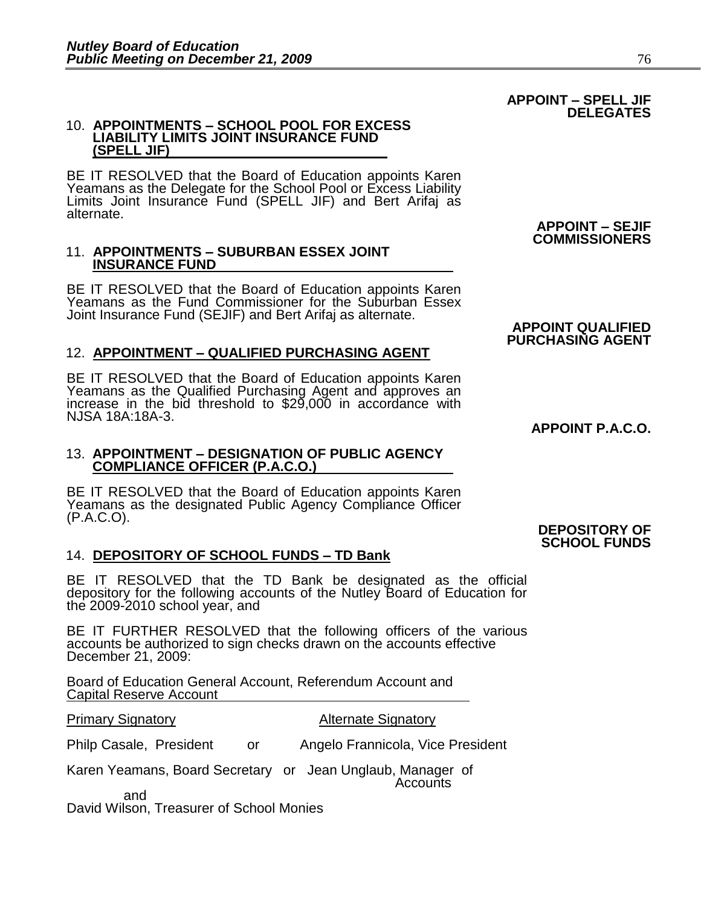**APPOINT – SPELL JIF DELEGATES**

### 10. APPOINTMENTS – SCHOOL POOL FOR EXCESS LIABILITY LIMITS JOINT INSURANCE FUND (SPELL JIF)

BE IT RESOLVED that the Board of Education appoints Karen Yeamans as the Delegate for the School Pool or Excess Liability Limits Joint Insurance Fund (SPELL JIF) and Bert Arifaj as alternate.

**APPOINT – SEJIF COMMISSIONERS**

### 11. APPOINTMENTS – SUBURBAN ESSEX JOINT INSURANCE FUND

BE IT RESOLVED that the Board of Education appoints Karen Yeamans as the Fund Commissioner for the Suburban Essex Joint Insurance Fund (SEJIF) and Bert Arifaj as alternate.

**APPOINT QUALIFIED PURCHASING AGENT**

### 12. APPOINTMENT – QUALIFIED PURCHASING AGENT

BE IT RESOLVED that the Board of Education appoints Karen Yeamans as the Qualified Purchasing Agent and approves an increase in the bid threshold to $29,000 in accordance with NJSA 18A:18A-3.

**APPOINT P.A.C.O.**

### 13. APPOINTMENT – DESIGNATION OF PUBLIC AGENCY COMPLIANCE OFFICER (P.A.C.O.)

BE IT RESOLVED that the Board of Education appoints Karen Yeamans as the designated Public Agency Compliance Officer (P.A.C.O).

**DEPOSITORY OF SCHOOL FUNDS**

### 14. DEPOSITORY OF SCHOOL FUNDS – TD Bank

BE IT RESOLVED that the TD Bank be designated as the official depository for the following accounts of the Nutley Board of Education for the 2009-2010 school year, and

BE IT FURTHER RESOLVED that the following officers of the various accounts be authorized to sign checks drawn on the accounts effective December 21, 2009:

Board of Education General Account, Referendum Account and Capital Reserve Account

| Primary Signatory | | Alternate Signatory |
|---|---|---|
| Philp Casale, President | or | Angelo Frannicola, Vice President |
| Karen Yeamans, Board Secretary | or | Jean Unglaub, Manager of Accounts |

and

David Wilson, Treasurer of School Monies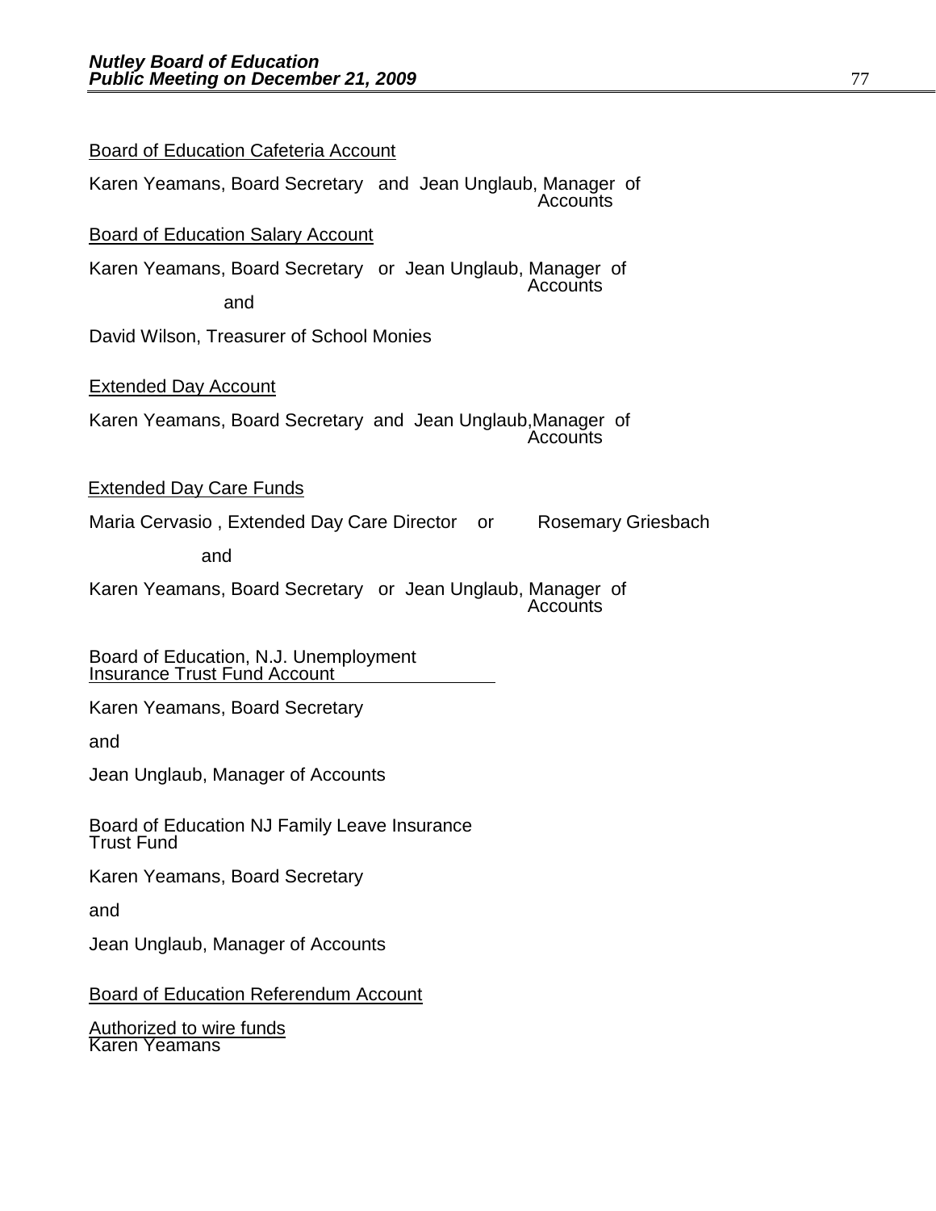<u>Board of Education Cafeteria Account</u>

Karen Yeamans, Board Secretary and Jean Unglaub, Manager of Accounts

<u>Board of Education Salary Account</u>

Karen Yeamans, Board Secretary or Jean Unglaub, Manager of Accounts

and

David Wilson, Treasurer of School Monies

<u>Extended Day Account</u>

Karen Yeamans, Board Secretary and Jean Unglaub,Manager of Accounts

<u>Extended Day Care Funds</u>

Maria Cervasio , Extended Day Care Director or Rosemary Griesbach

and

Karen Yeamans, Board Secretary or Jean Unglaub, Manager of Accounts

<u>Board of Education, N.J. Unemployment Insurance Trust Fund Account</u>

Karen Yeamans, Board Secretary

and

Jean Unglaub, Manager of Accounts

Board of Education NJ Family Leave Insurance Trust Fund

Karen Yeamans, Board Secretary

and

Jean Unglaub, Manager of Accounts

<u>Board of Education Referendum Account</u>

<u>Authorized to wire funds</u>
Karen Yeamans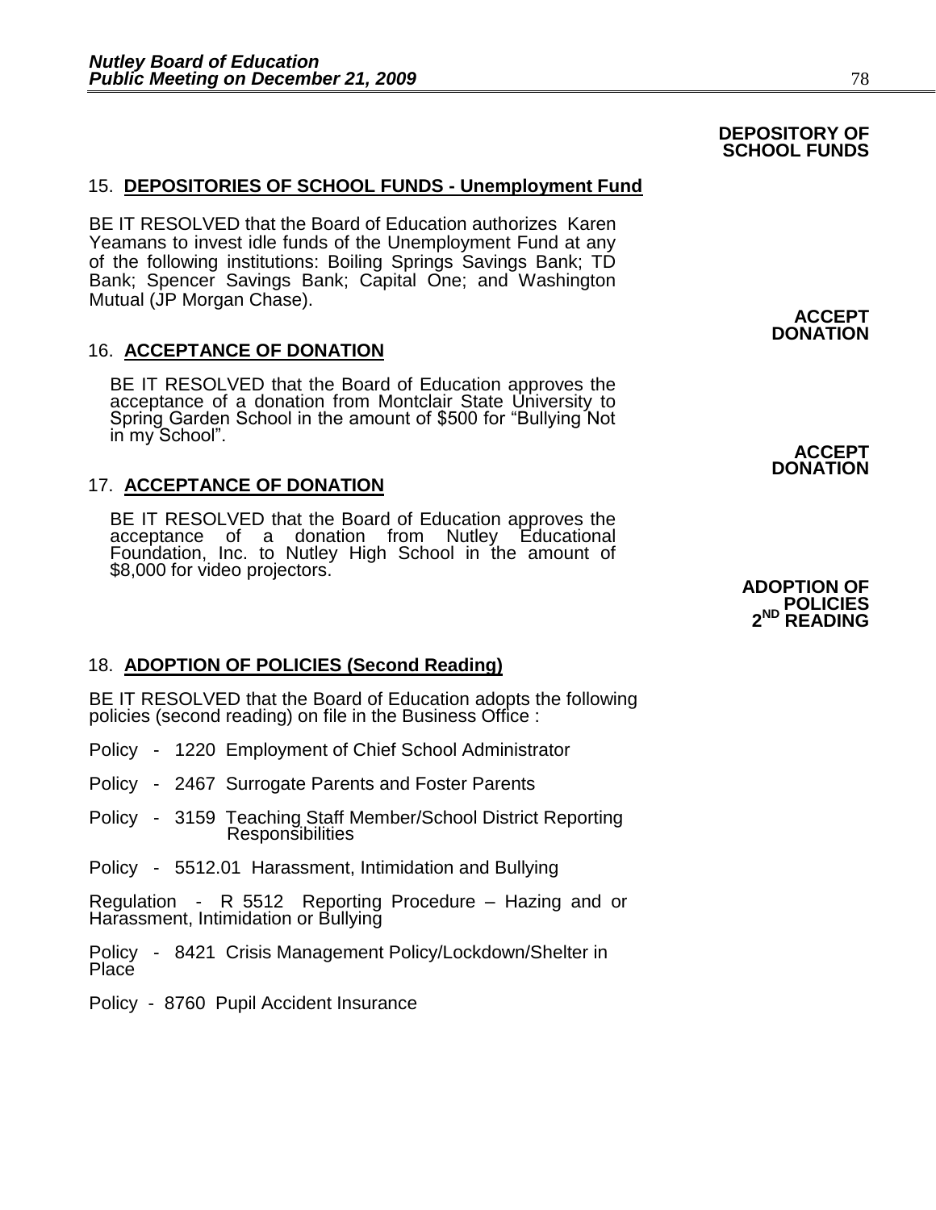**DEPOSITORY OF SCHOOL FUNDS**

15. **DEPOSITORIES OF SCHOOL FUNDS - Unemployment Fund**

BE IT RESOLVED that the Board of Education authorizes Karen Yeamans to invest idle funds of the Unemployment Fund at any of the following institutions: Boiling Springs Savings Bank; TD Bank; Spencer Savings Bank; Capital One; and Washington Mutual (JP Morgan Chase).

**ACCEPT DONATION**

16. **ACCEPTANCE OF DONATION**

BE IT RESOLVED that the Board of Education approves the acceptance of a donation from Montclair State University to Spring Garden School in the amount of $500 for "Bullying Not in my School".

**ACCEPT DONATION**

17. **ACCEPTANCE OF DONATION**

BE IT RESOLVED that the Board of Education approves the acceptance of a donation from Nutley Educational Foundation, Inc. to Nutley High School in the amount of $8,000 for video projectors.

**ADOPTION OF POLICIES 2ND READING**

18. **ADOPTION OF POLICIES (Second Reading)**

BE IT RESOLVED that the Board of Education adopts the following policies (second reading) on file in the Business Office :

Policy - 1220 Employment of Chief School Administrator

Policy - 2467 Surrogate Parents and Foster Parents

Policy - 3159 Teaching Staff Member/School District Reporting Responsibilities

Policy - 5512.01 Harassment, Intimidation and Bullying

Regulation - R 5512 Reporting Procedure – Hazing and or Harassment, Intimidation or Bullying

Policy - 8421 Crisis Management Policy/Lockdown/Shelter in Place

Policy - 8760 Pupil Accident Insurance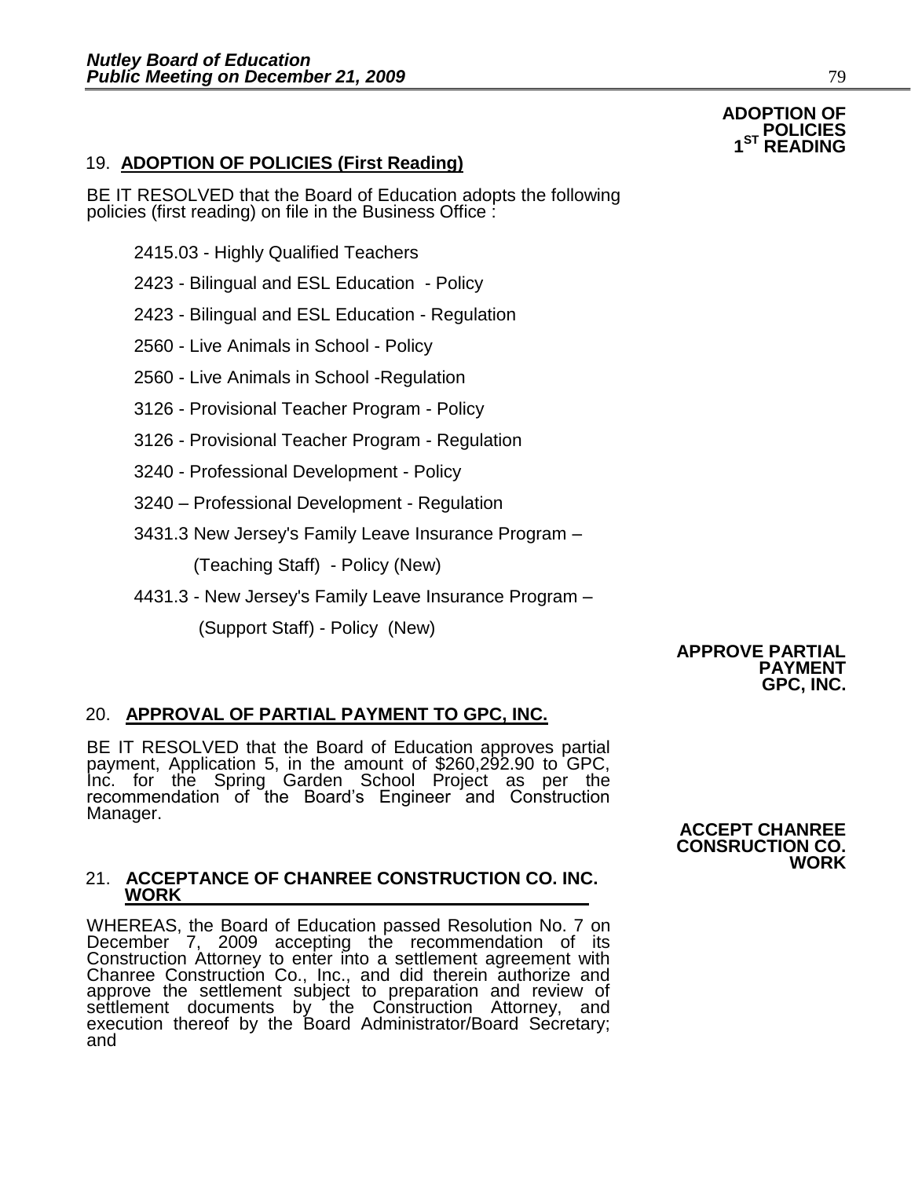**ADOPTION OF POLICIES 1ST READING**

## 19. ADOPTION OF POLICIES (First Reading)

BE IT RESOLVED that the Board of Education adopts the following policies (first reading) on file in the Business Office :

- 2415.03 - Highly Qualified Teachers
- 2423 - Bilingual and ESL Education - Policy
- 2423 - Bilingual and ESL Education - Regulation
- 2560 - Live Animals in School - Policy
- 2560 - Live Animals in School -Regulation
- 3126 - Provisional Teacher Program - Policy
- 3126 - Provisional Teacher Program - Regulation
- 3240 - Professional Development - Policy
- 3240 – Professional Development - Regulation
- 3431.3 New Jersey's Family Leave Insurance Program – (Teaching Staff) - Policy (New)
- 4431.3 - New Jersey's Family Leave Insurance Program – (Support Staff) - Policy (New)

**APPROVE PARTIAL PAYMENT GPC, INC.**

## 20. APPROVAL OF PARTIAL PAYMENT TO GPC, INC.

BE IT RESOLVED that the Board of Education approves partial payment, Application 5, in the amount of $260,292.90 to GPC, Inc. for the Spring Garden School Project as per the recommendation of the Board's Engineer and Construction Manager.

**ACCEPT CHANREE CONSRUCTION CO. WORK**

## 21. ACCEPTANCE OF CHANREE CONSTRUCTION CO. INC. WORK

WHEREAS, the Board of Education passed Resolution No. 7 on December 7, 2009 accepting the recommendation of its Construction Attorney to enter into a settlement agreement with Chanree Construction Co., Inc., and did therein authorize and approve the settlement subject to preparation and review of settlement documents by the Construction Attorney, and execution thereof by the Board Administrator/Board Secretary; and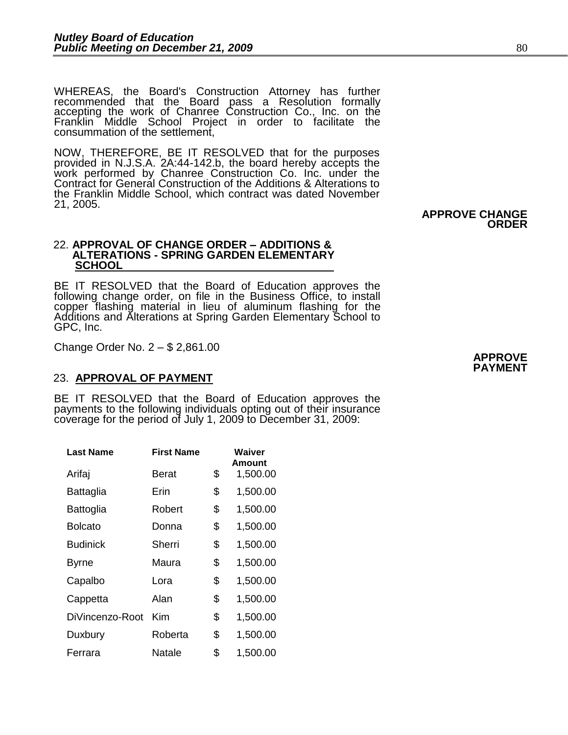WHEREAS, the Board's Construction Attorney has further recommended that the Board pass a Resolution formally accepting the work of Chanree Construction Co., Inc. on the Franklin Middle School Project in order to facilitate the consummation of the settlement,

NOW, THEREFORE, BE IT RESOLVED that for the purposes provided in N.J.S.A. 2A:44-142.b, the board hereby accepts the work performed by Chanree Construction Co. Inc. under the Contract for General Construction of the Additions & Alterations to the Franklin Middle School, which contract was dated November 21, 2005.

**APPROVE CHANGE ORDER**

22. **APPROVAL OF CHANGE ORDER – ADDITIONS & ALTERATIONS - SPRING GARDEN ELEMENTARY SCHOOL**

BE IT RESOLVED that the Board of Education approves the following change order, on file in the Business Office, to install copper flashing material in lieu of aluminum flashing for the Additions and Alterations at Spring Garden Elementary School to GPC, Inc.

Change Order No. 2 – $ 2,861.00

**APPROVE PAYMENT**

23. **APPROVAL OF PAYMENT**

BE IT RESOLVED that the Board of Education approves the payments to the following individuals opting out of their insurance coverage for the period of July 1, 2009 to December 31, 2009:

| Last Name | First Name | Waiver Amount |
|---|---|---|
| Arifaj | Berat | $ 1,500.00 |
| Battaglia | Erin | $ 1,500.00 |
| Battoglia | Robert | $ 1,500.00 |
| Bolcato | Donna | $ 1,500.00 |
| Budinick | Sherri | $ 1,500.00 |
| Byrne | Maura | $ 1,500.00 |
| Capalbo | Lora | $ 1,500.00 |
| Cappetta | Alan | $ 1,500.00 |
| DiVincenzo-Root | Kim | $ 1,500.00 |
| Duxbury | Roberta | $ 1,500.00 |
| Ferrara | Natale | $ 1,500.00 |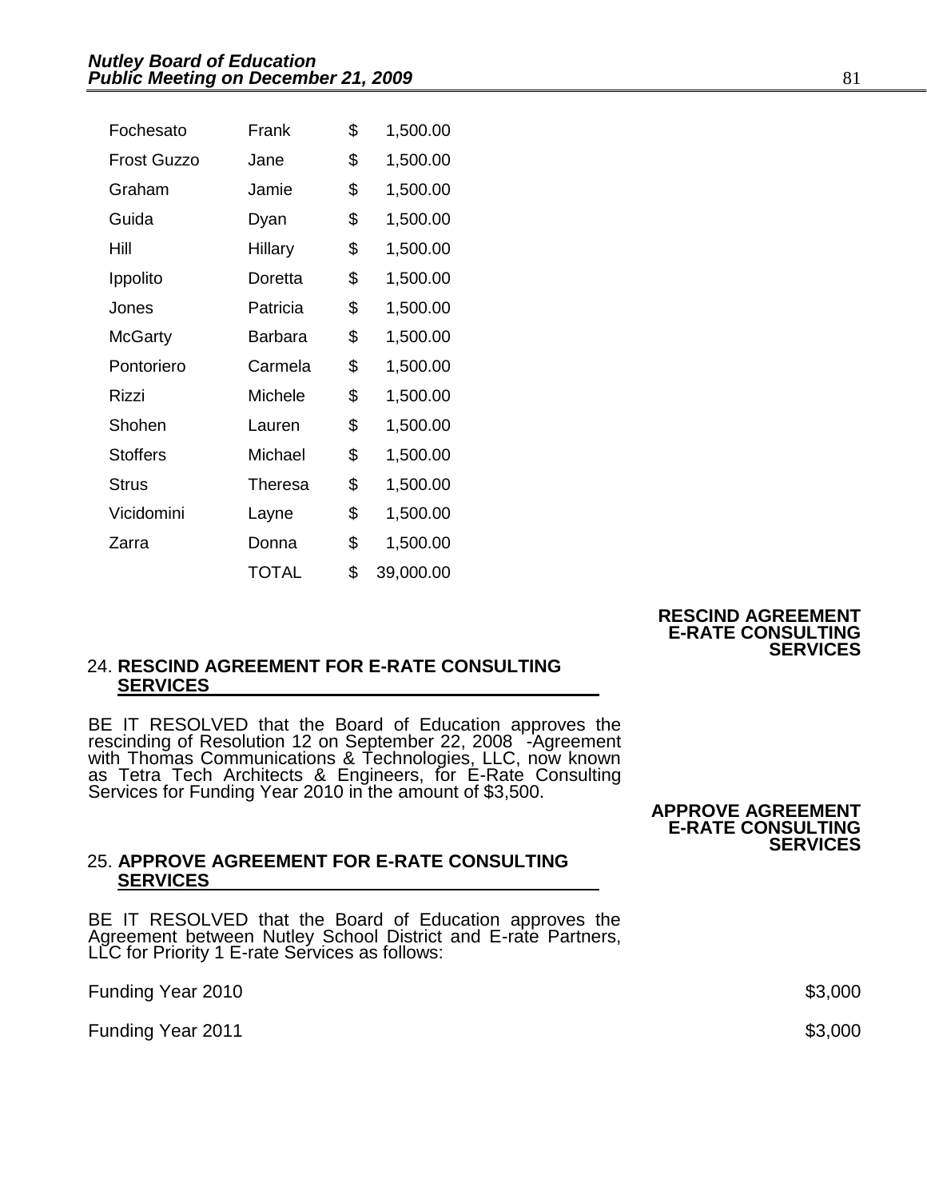| | | | |
|---|---|---|---|
| Fochesato | Frank | $ | 1,500.00 |
| Frost Guzzo | Jane | $ | 1,500.00 |
| Graham | Jamie | $ | 1,500.00 |
| Guida | Dyan | $ | 1,500.00 |
| Hill | Hillary | $ | 1,500.00 |
| Ippolito | Doretta | $ | 1,500.00 |
| Jones | Patricia | $ | 1,500.00 |
| McGarty | Barbara | $ | 1,500.00 |
| Pontoriero | Carmela | $ | 1,500.00 |
| Rizzi | Michele | $ | 1,500.00 |
| Shohen | Lauren | $ | 1,500.00 |
| Stoffers | Michael | $ | 1,500.00 |
| Strus | Theresa | $ | 1,500.00 |
| Vicidomini | Layne | $ | 1,500.00 |
| Zarra | Donna | $ | 1,500.00 |
| | TOTAL | $ | 39,000.00 |

**RESCIND AGREEMENT E-RATE CONSULTING SERVICES**

24. **RESCIND AGREEMENT FOR E-RATE CONSULTING SERVICES**

BE IT RESOLVED that the Board of Education approves the rescinding of Resolution 12 on September 22, 2008 -Agreement with Thomas Communications & Technologies, LLC, now known as Tetra Tech Architects & Engineers, for E-Rate Consulting Services for Funding Year 2010 in the amount of $3,500.

**APPROVE AGREEMENT E-RATE CONSULTING SERVICES**

25. **APPROVE AGREEMENT FOR E-RATE CONSULTING SERVICES**

BE IT RESOLVED that the Board of Education approves the Agreement between Nutley School District and E-rate Partners, LLC for Priority 1 E-rate Services as follows:

| | |
|---|---|
| Funding Year 2010 | $3,000 |
| Funding Year 2011 | $3,000 |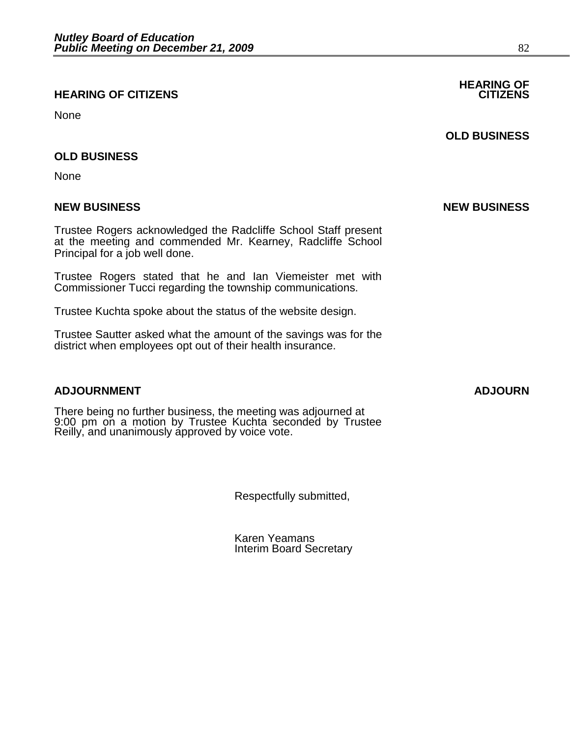## HEARING OF CITIZENS

None

## OLD BUSINESS

None

## NEW BUSINESS

Trustee Rogers acknowledged the Radcliffe School Staff present at the meeting and commended Mr. Kearney, Radcliffe School Principal for a job well done.

Trustee Rogers stated that he and Ian Viemeister met with Commissioner Tucci regarding the township communications.

Trustee Kuchta spoke about the status of the website design.

Trustee Sautter asked what the amount of the savings was for the district when employees opt out of their health insurance.

## ADJOURNMENT

There being no further business, the meeting was adjourned at 9:00 pm on a motion by Trustee Kuchta seconded by Trustee Reilly, and unanimously approved by voice vote.

Respectfully submitted,

Karen Yeamans
Interim Board Secretary